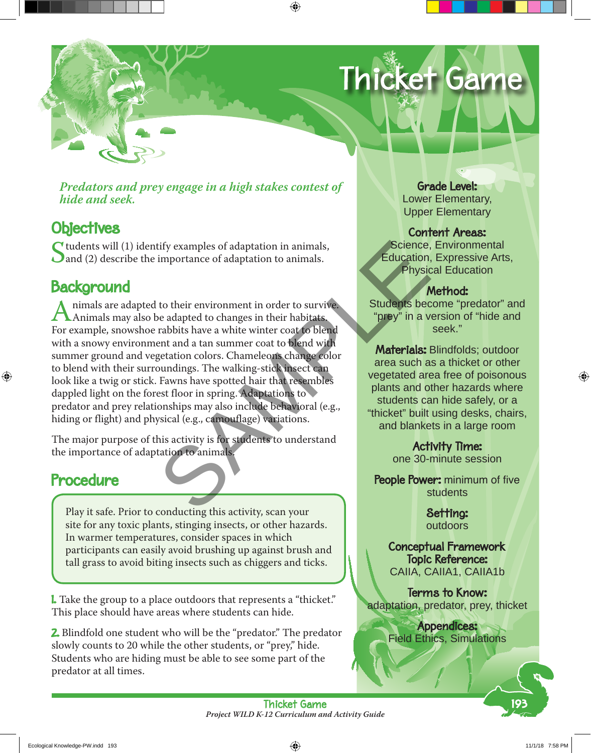# Thicket Game

*Predators and prey engage in a high stakes contest of hide and seek.*

## Objectives

Students will (1) identify examples of adaptation in animals, and (2) describe the importance of adaptation to animals.

## Background

Animals are adapted to their environment in order to survive. Animals may also be adapted to changes in their habitats. For example, snowshoe rabbits have a white winter coat to blend with a snowy environment and a tan summer coat to blend with summer ground and vegetation colors. Chameleons change color to blend with their surroundings. The walking-stick insect can look like a twig or stick. Fawns have spotted hair that resembles dappled light on the forest floor in spring. Adaptations to predator and prey relationships may also include behavioral (e.g., hiding or flight) and physical (e.g., camouflage) variations.

The major purpose of this activity is for students to understand the importance of adaptation to animals.

## Procedure

> Play it safe. Prior to conducting this activity, scan your site for any toxic plants, stinging insects, or other hazards. In warmer temperatures, consider spaces in which participants can easily avoid brushing up against brush and tall grass to avoid biting insects such as chiggers and ticks.

1. Take the group to a place outdoors that represents a "thicket." This place should have areas where students can hide.

2. Blindfold one student who will be the "predator." The predator slowly counts to 20 while the other students, or "prey," hide. Students who are hiding must be able to see some part of the predator at all times.

**Grade Level:**
Lower Elementary, Upper Elementary

**Content Areas:**
Science, Environmental Education, Expressive Arts, Physical Education

**Method:**
Students become "predator" and "prey" in a version of "hide and seek."

**Materials:** Blindfolds; outdoor area such as a thicket or other vegetated area free of poisonous plants and other hazards where students can hide safely, or a "thicket" built using desks, chairs, and blankets in a large room

**Activity Time:**
one 30-minute session

**People Power:** minimum of five students

**Setting:**
outdoors

**Conceptual Framework Topic Reference:**
CAIIA, CAIIA1, CAIIA1b

**Terms to Know:**
adaptation, predator, prey, thicket

**Appendices:**
Field Ethics, Simulations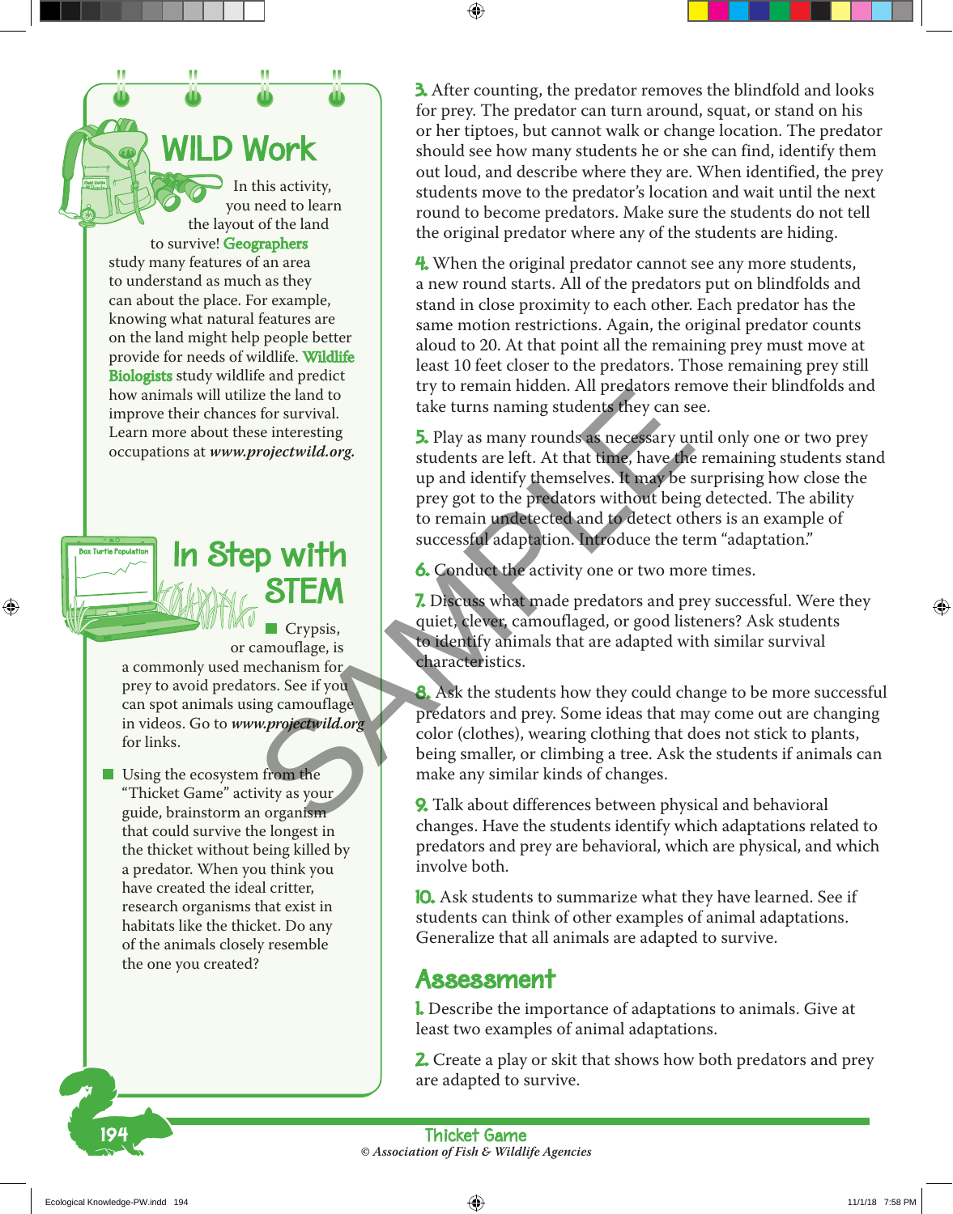## WILD Work

In this activity, you need to learn the layout of the land to survive! **Geographers** study many features of an area to understand as much as they can about the place. For example, knowing what natural features are on the land might help people better provide for needs of wildlife. **Wildlife Biologists** study wildlife and predict how animals will utilize the land to improve their chances for survival. Learn more about these interesting occupations at *www.projectwild.org.*

## In Step with STEM

- Crypsis, or camouflage, is a commonly used mechanism for prey to avoid predators. See if you can spot animals using camouflage in videos. Go to *www.projectwild.org* for links.
- Using the ecosystem from the "Thicket Game" activity as your guide, brainstorm an organism that could survive the longest in the thicket without being killed by a predator. When you think you have created the ideal critter, research organisms that exist in habitats like the thicket. Do any of the animals closely resemble the one you created?

3. After counting, the predator removes the blindfold and looks for prey. The predator can turn around, squat, or stand on his or her tiptoes, but cannot walk or change location. The predator should see how many students he or she can find, identify them out loud, and describe where they are. When identified, the prey students move to the predator's location and wait until the next round to become predators. Make sure the students do not tell the original predator where any of the students are hiding.

4. When the original predator cannot see any more students, a new round starts. All of the predators put on blindfolds and stand in close proximity to each other. Each predator has the same motion restrictions. Again, the original predator counts aloud to 20. At that point all the remaining prey must move at least 10 feet closer to the predators. Those remaining prey still try to remain hidden. All predators remove their blindfolds and take turns naming students they can see.

5. Play as many rounds as necessary until only one or two prey students are left. At that time, have the remaining students stand up and identify themselves. It may be surprising how close the prey got to the predators without being detected. The ability to remain undetected and to detect others is an example of successful adaptation. Introduce the term "adaptation."

6. Conduct the activity one or two more times.

7. Discuss what made predators and prey successful. Were they quiet, clever, camouflaged, or good listeners? Ask students to identify animals that are adapted with similar survival characteristics.

8. Ask the students how they could change to be more successful predators and prey. Some ideas that may come out are changing color (clothes), wearing clothing that does not stick to plants, being smaller, or climbing a tree. Ask the students if animals can make any similar kinds of changes.

9. Talk about differences between physical and behavioral changes. Have the students identify which adaptations related to predators and prey are behavioral, which are physical, and which involve both.

10. Ask students to summarize what they have learned. See if students can think of other examples of animal adaptations. Generalize that all animals are adapted to survive.

## Assessment

1. Describe the importance of adaptations to animals. Give at least two examples of animal adaptations.

2. Create a play or skit that shows how both predators and prey are adapted to survive.